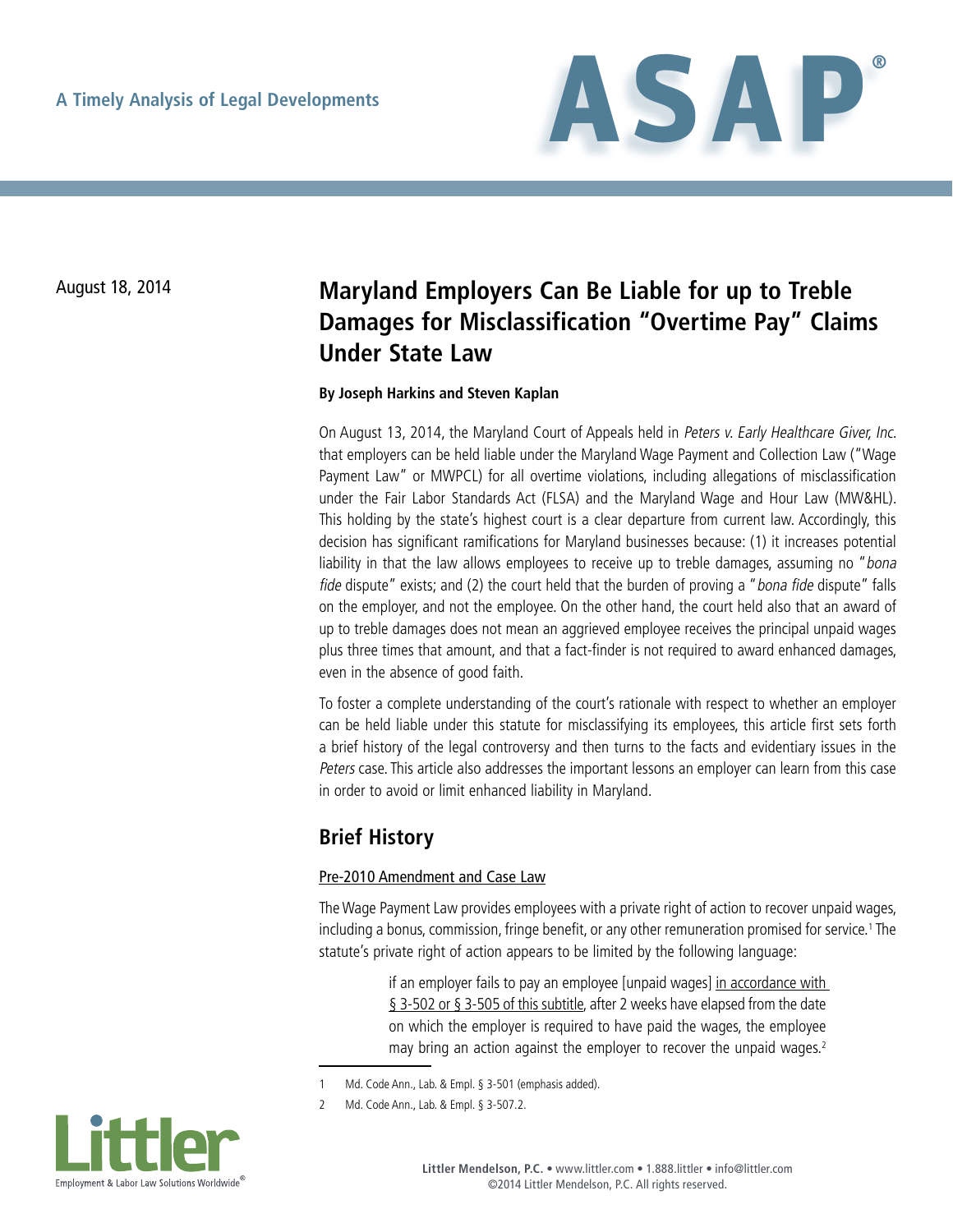A Timely Analysis of Legal Developments

# ASAP®

August 18, 2014

## Maryland Employers Can Be Liable for up to Treble Damages for Misclassification "Overtime Pay" Claims Under State Law

**By Joseph Harkins and Steven Kaplan**

On August 13, 2014, the Maryland Court of Appeals held in *Peters v. Early Healthcare Giver, Inc.* that employers can be held liable under the Maryland Wage Payment and Collection Law ("Wage Payment Law" or MWPCL) for all overtime violations, including allegations of misclassification under the Fair Labor Standards Act (FLSA) and the Maryland Wage and Hour Law (MW&HL). This holding by the state's highest court is a clear departure from current law. Accordingly, this decision has significant ramifications for Maryland businesses because: (1) it increases potential liability in that the law allows employees to receive up to treble damages, assuming no "*bona fide* dispute" exists; and (2) the court held that the burden of proving a "*bona fide* dispute" falls on the employer, and not the employee. On the other hand, the court held also that an award of up to treble damages does not mean an aggrieved employee receives the principal unpaid wages plus three times that amount, and that a fact-finder is not required to award enhanced damages, even in the absence of good faith.

To foster a complete understanding of the court's rationale with respect to whether an employer can be held liable under this statute for misclassifying its employees, this article first sets forth a brief history of the legal controversy and then turns to the facts and evidentiary issues in the *Peters* case. This article also addresses the important lessons an employer can learn from this case in order to avoid or limit enhanced liability in Maryland.

## Brief History

### Pre-2010 Amendment and Case Law

The Wage Payment Law provides employees with a private right of action to recover unpaid wages, including a bonus, commission, fringe benefit, or any other remuneration promised for service.[1] The statute's private right of action appears to be limited by the following language:

> if an employer fails to pay an employee [unpaid wages] in accordance with § 3-502 or § 3-505 of this subtitle, after 2 weeks have elapsed from the date on which the employer is required to have paid the wages, the employee may bring an action against the employer to recover the unpaid wages.[2]

---

1 Md. Code Ann., Lab. & Empl. § 3-501 (emphasis added).

2 Md. Code Ann., Lab. & Empl. § 3-507.2.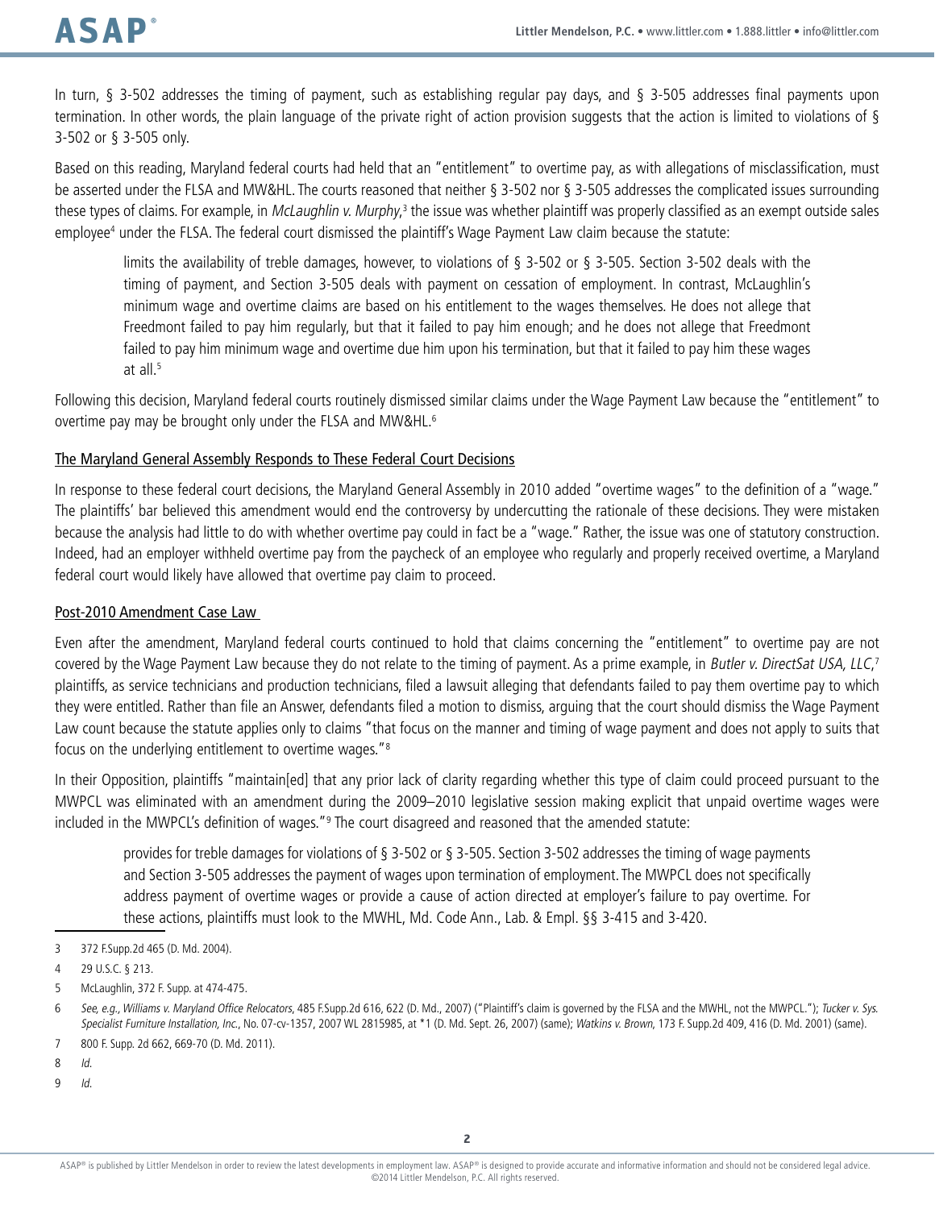In turn, § 3-502 addresses the timing of payment, such as establishing regular pay days, and § 3-505 addresses final payments upon termination. In other words, the plain language of the private right of action provision suggests that the action is limited to violations of § 3-502 or § 3-505 only.

Based on this reading, Maryland federal courts had held that an "entitlement" to overtime pay, as with allegations of misclassification, must be asserted under the FLSA and MW&HL. The courts reasoned that neither § 3-502 nor § 3-505 addresses the complicated issues surrounding these types of claims. For example, in *McLaughlin v. Murphy*,[3] the issue was whether plaintiff was properly classified as an exempt outside sales employee[4] under the FLSA. The federal court dismissed the plaintiff's Wage Payment Law claim because the statute:

> limits the availability of treble damages, however, to violations of § 3-502 or § 3-505. Section 3-502 deals with the timing of payment, and Section 3-505 deals with payment on cessation of employment. In contrast, McLaughlin's minimum wage and overtime claims are based on his entitlement to the wages themselves. He does not allege that Freedmont failed to pay him regularly, but that it failed to pay him enough; and he does not allege that Freedmont failed to pay him minimum wage and overtime due him upon his termination, but that it failed to pay him these wages at all.[5]

Following this decision, Maryland federal courts routinely dismissed similar claims under the Wage Payment Law because the "entitlement" to overtime pay may be brought only under the FLSA and MW&HL.[6]

## The Maryland General Assembly Responds to These Federal Court Decisions

In response to these federal court decisions, the Maryland General Assembly in 2010 added "overtime wages" to the definition of a "wage." The plaintiffs' bar believed this amendment would end the controversy by undercutting the rationale of these decisions. They were mistaken because the analysis had little to do with whether overtime pay could in fact be a "wage." Rather, the issue was one of statutory construction. Indeed, had an employer withheld overtime pay from the paycheck of an employee who regularly and properly received overtime, a Maryland federal court would likely have allowed that overtime pay claim to proceed.

## Post-2010 Amendment Case Law

Even after the amendment, Maryland federal courts continued to hold that claims concerning the "entitlement" to overtime pay are not covered by the Wage Payment Law because they do not relate to the timing of payment. As a prime example, in *Butler v. DirectSat USA, LLC*,[7] plaintiffs, as service technicians and production technicians, filed a lawsuit alleging that defendants failed to pay them overtime pay to which they were entitled. Rather than file an Answer, defendants filed a motion to dismiss, arguing that the court should dismiss the Wage Payment Law count because the statute applies only to claims "that focus on the manner and timing of wage payment and does not apply to suits that focus on the underlying entitlement to overtime wages."[8]

In their Opposition, plaintiffs "maintain[ed] that any prior lack of clarity regarding whether this type of claim could proceed pursuant to the MWPCL was eliminated with an amendment during the 2009–2010 legislative session making explicit that unpaid overtime wages were included in the MWPCL's definition of wages."[9] The court disagreed and reasoned that the amended statute:

> provides for treble damages for violations of § 3-502 or § 3-505. Section 3-502 addresses the timing of wage payments and Section 3-505 addresses the payment of wages upon termination of employment. The MWPCL does not specifically address payment of overtime wages or provide a cause of action directed at employer's failure to pay overtime. For these actions, plaintiffs must look to the MWHL, Md. Code Ann., Lab. & Empl. §§ 3-415 and 3-420.

---

3 372 F.Supp.2d 465 (D. Md. 2004).

4 29 U.S.C. § 213.

5 McLaughlin, 372 F. Supp. at 474-475.

6 *See, e.g., Williams v. Maryland Office Relocators*, 485 F.Supp.2d 616, 622 (D. Md., 2007) ("Plaintiff's claim is governed by the FLSA and the MWHL, not the MWPCL."); *Tucker v. Sys. Specialist Furniture Installation, Inc.*, No. 07-cv-1357, 2007 WL 2815985, at *1 (D. Md. Sept. 26, 2007) (same); *Watkins v. Brown*, 173 F. Supp.2d 409, 416 (D. Md. 2001) (same).

7 800 F. Supp. 2d 662, 669-70 (D. Md. 2011).

8 *Id.*

9 *Id.*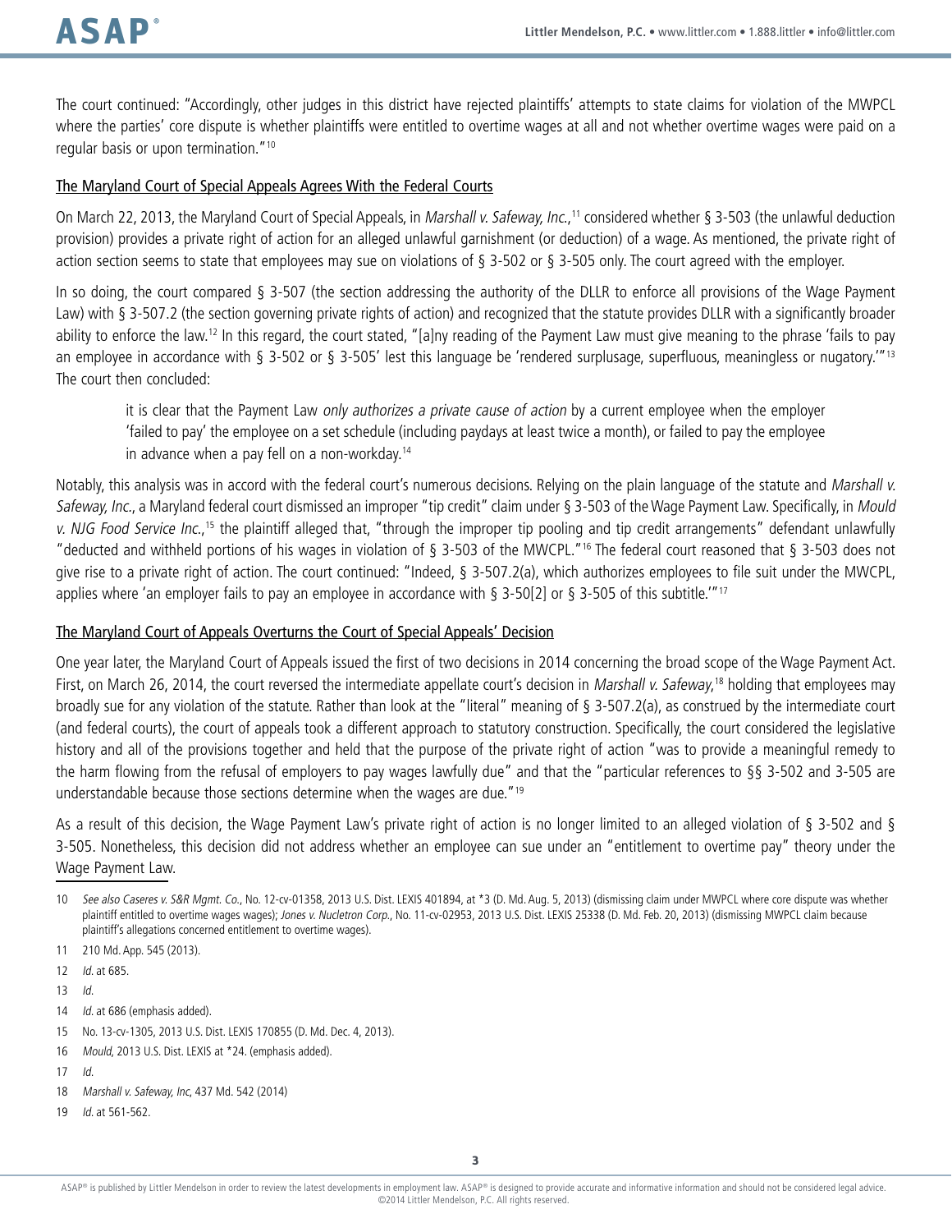The court continued: "Accordingly, other judges in this district have rejected plaintiffs' attempts to state claims for violation of the MWPCL where the parties' core dispute is whether plaintiffs were entitled to overtime wages at all and not whether overtime wages were paid on a regular basis or upon termination."[10]

## The Maryland Court of Special Appeals Agrees With the Federal Courts

On March 22, 2013, the Maryland Court of Special Appeals, in *Marshall v. Safeway, Inc.*,[11] considered whether § 3-503 (the unlawful deduction provision) provides a private right of action for an alleged unlawful garnishment (or deduction) of a wage. As mentioned, the private right of action section seems to state that employees may sue on violations of § 3-502 or § 3-505 only. The court agreed with the employer.

In so doing, the court compared § 3-507 (the section addressing the authority of the DLLR to enforce all provisions of the Wage Payment Law) with § 3-507.2 (the section governing private rights of action) and recognized that the statute provides DLLR with a significantly broader ability to enforce the law.[12] In this regard, the court stated, "[a]ny reading of the Payment Law must give meaning to the phrase 'fails to pay an employee in accordance with § 3-502 or § 3-505' lest this language be 'rendered surplusage, superfluous, meaningless or nugatory.'"[13] The court then concluded:

> it is clear that the Payment Law *only authorizes a private cause of action* by a current employee when the employer 'failed to pay' the employee on a set schedule (including paydays at least twice a month), or failed to pay the employee in advance when a pay fell on a non-workday.[14]

Notably, this analysis was in accord with the federal court's numerous decisions. Relying on the plain language of the statute and *Marshall v. Safeway, Inc.*, a Maryland federal court dismissed an improper "tip credit" claim under § 3-503 of the Wage Payment Law. Specifically, in *Mould v. NJG Food Service Inc.*,[15] the plaintiff alleged that, "through the improper tip pooling and tip credit arrangements" defendant unlawfully "deducted and withheld portions of his wages in violation of § 3-503 of the MWCPL."[16] The federal court reasoned that § 3-503 does not give rise to a private right of action. The court continued: "Indeed, § 3-507.2(a), which authorizes employees to file suit under the MWCPL, applies where 'an employer fails to pay an employee in accordance with § 3-50[2] or § 3-505 of this subtitle.'"[17]

## The Maryland Court of Appeals Overturns the Court of Special Appeals' Decision

One year later, the Maryland Court of Appeals issued the first of two decisions in 2014 concerning the broad scope of the Wage Payment Act. First, on March 26, 2014, the court reversed the intermediate appellate court's decision in *Marshall v. Safeway*,[18] holding that employees may broadly sue for any violation of the statute. Rather than look at the "literal" meaning of § 3-507.2(a), as construed by the intermediate court (and federal courts), the court of appeals took a different approach to statutory construction. Specifically, the court considered the legislative history and all of the provisions together and held that the purpose of the private right of action "was to provide a meaningful remedy to the harm flowing from the refusal of employers to pay wages lawfully due" and that the "particular references to §§ 3-502 and 3-505 are understandable because those sections determine when the wages are due."[19]

As a result of this decision, the Wage Payment Law's private right of action is no longer limited to an alleged violation of § 3-502 and § 3-505. Nonetheless, this decision did not address whether an employee can sue under an "entitlement to overtime pay" theory under the Wage Payment Law.

---

10 *See also Caseres v. S&R Mgmt. Co.*, No. 12-cv-01358, 2013 U.S. Dist. LEXIS 401894, at *3 (D. Md. Aug. 5, 2013) (dismissing claim under MWPCL where core dispute was whether plaintiff entitled to overtime wages wages); *Jones v. Nucletron Corp.*, No. 11-cv-02953, 2013 U.S. Dist. LEXIS 25338 (D. Md. Feb. 20, 2013) (dismissing MWPCL claim because plaintiff's allegations concerned entitlement to overtime wages).

11 210 Md. App. 545 (2013).

12 *Id.* at 685.

13 *Id.*

14 *Id.* at 686 (emphasis added).

15 No. 13-cv-1305, 2013 U.S. Dist. LEXIS 170855 (D. Md. Dec. 4, 2013).

16 *Mould*, 2013 U.S. Dist. LEXIS at *24. (emphasis added).

17 *Id.*

18 *Marshall v. Safeway, Inc*, 437 Md. 542 (2014)

19 *Id.* at 561-562.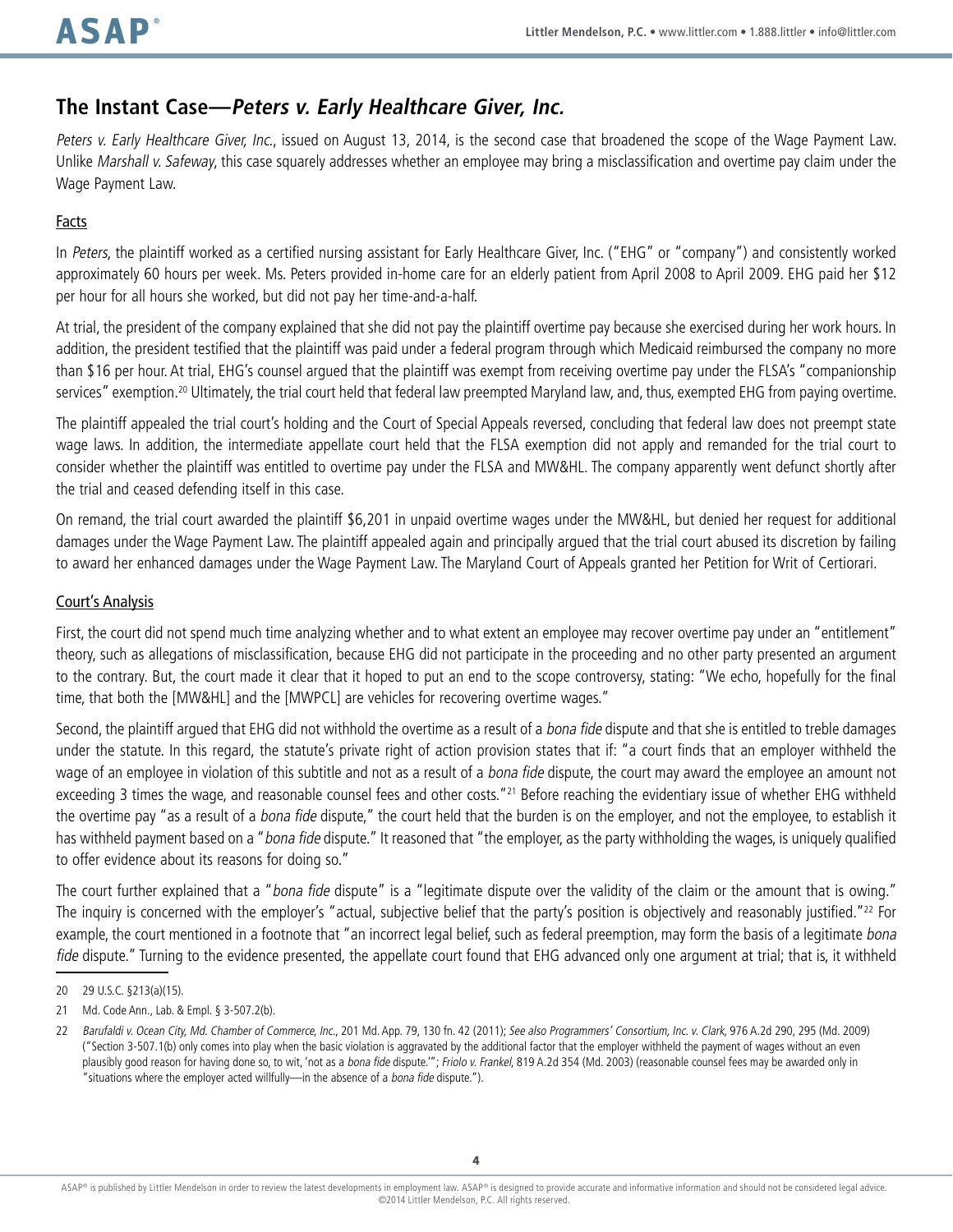## The Instant Case—*Peters v. Early Healthcare Giver, Inc.*

*Peters v. Early Healthcare Giver, Inc.*, issued on August 13, 2014, is the second case that broadened the scope of the Wage Payment Law. Unlike *Marshall v. Safeway*, this case squarely addresses whether an employee may bring a misclassification and overtime pay claim under the Wage Payment Law.

### Facts

In *Peters*, the plaintiff worked as a certified nursing assistant for Early Healthcare Giver, Inc. ("EHG" or "company") and consistently worked approximately 60 hours per week. Ms. Peters provided in-home care for an elderly patient from April 2008 to April 2009. EHG paid her $12 per hour for all hours she worked, but did not pay her time-and-a-half.

At trial, the president of the company explained that she did not pay the plaintiff overtime pay because she exercised during her work hours. In addition, the president testified that the plaintiff was paid under a federal program through which Medicaid reimbursed the company no more than $16 per hour. At trial, EHG's counsel argued that the plaintiff was exempt from receiving overtime pay under the FLSA's "companionship services" exemption.[20] Ultimately, the trial court held that federal law preempted Maryland law, and, thus, exempted EHG from paying overtime.

The plaintiff appealed the trial court's holding and the Court of Special Appeals reversed, concluding that federal law does not preempt state wage laws. In addition, the intermediate appellate court held that the FLSA exemption did not apply and remanded for the trial court to consider whether the plaintiff was entitled to overtime pay under the FLSA and MW&HL. The company apparently went defunct shortly after the trial and ceased defending itself in this case.

On remand, the trial court awarded the plaintiff $6,201 in unpaid overtime wages under the MW&HL, but denied her request for additional damages under the Wage Payment Law. The plaintiff appealed again and principally argued that the trial court abused its discretion by failing to award her enhanced damages under the Wage Payment Law. The Maryland Court of Appeals granted her Petition for Writ of Certiorari.

### Court's Analysis

First, the court did not spend much time analyzing whether and to what extent an employee may recover overtime pay under an "entitlement" theory, such as allegations of misclassification, because EHG did not participate in the proceeding and no other party presented an argument to the contrary. But, the court made it clear that it hoped to put an end to the scope controversy, stating: "We echo, hopefully for the final time, that both the [MW&HL] and the [MWPCL] are vehicles for recovering overtime wages."

Second, the plaintiff argued that EHG did not withhold the overtime as a result of a *bona fide* dispute and that she is entitled to treble damages under the statute. In this regard, the statute's private right of action provision states that if: "a court finds that an employer withheld the wage of an employee in violation of this subtitle and not as a result of a *bona fide* dispute, the court may award the employee an amount not exceeding 3 times the wage, and reasonable counsel fees and other costs."[21] Before reaching the evidentiary issue of whether EHG withheld the overtime pay "as a result of a *bona fide* dispute," the court held that the burden is on the employer, and not the employee, to establish it has withheld payment based on a "*bona fide* dispute." It reasoned that "the employer, as the party withholding the wages, is uniquely qualified to offer evidence about its reasons for doing so."

The court further explained that a "*bona fide* dispute" is a "legitimate dispute over the validity of the claim or the amount that is owing." The inquiry is concerned with the employer's "actual, subjective belief that the party's position is objectively and reasonably justified."[22] For example, the court mentioned in a footnote that "an incorrect legal belief, such as federal preemption, may form the basis of a legitimate *bona fide* dispute." Turning to the evidence presented, the appellate court found that EHG advanced only one argument at trial; that is, it withheld

---

20 29 U.S.C. §213(a)(15).

21 Md. Code Ann., Lab. & Empl. § 3-507.2(b).

22 *Barufaldi v. Ocean City, Md. Chamber of Commerce, Inc.*, 201 Md. App. 79, 130 fn. 42 (2011); *See also Programmers' Consortium, Inc. v. Clark*, 976 A.2d 290, 295 (Md. 2009) ("Section 3-507.1(b) only comes into play when the basic violation is aggravated by the additional factor that the employer withheld the payment of wages without an even plausibly good reason for having done so, to wit, 'not as a *bona fide* dispute.'"; *Friolo v. Frankel*, 819 A.2d 354 (Md. 2003) (reasonable counsel fees may be awarded only in "situations where the employer acted willfully—in the absence of a *bona fide* dispute.").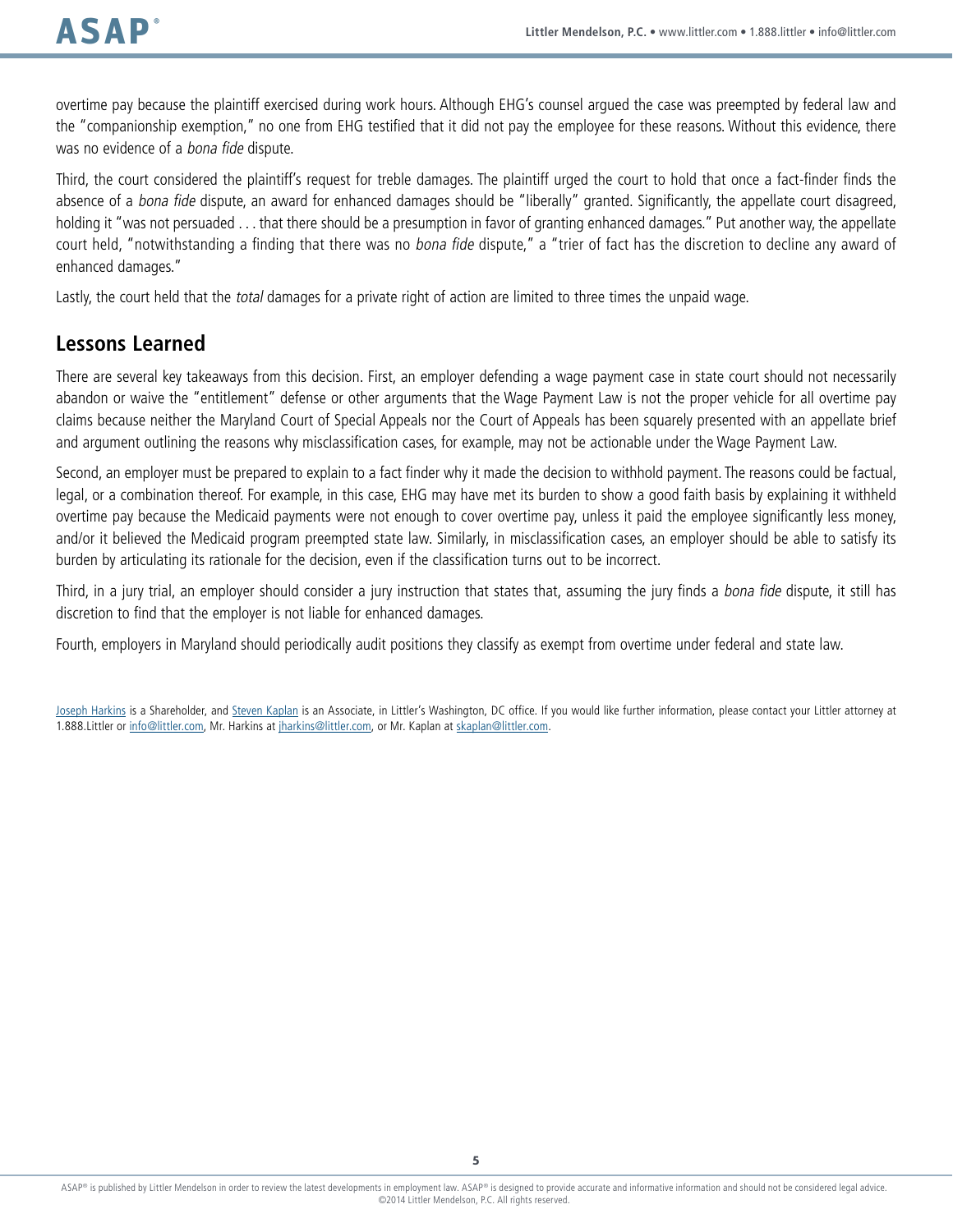overtime pay because the plaintiff exercised during work hours. Although EHG's counsel argued the case was preempted by federal law and the "companionship exemption," no one from EHG testified that it did not pay the employee for these reasons. Without this evidence, there was no evidence of a *bona fide* dispute.

Third, the court considered the plaintiff's request for treble damages. The plaintiff urged the court to hold that once a fact-finder finds the absence of a *bona fide* dispute, an award for enhanced damages should be "liberally" granted. Significantly, the appellate court disagreed, holding it "was not persuaded . . . that there should be a presumption in favor of granting enhanced damages." Put another way, the appellate court held, "notwithstanding a finding that there was no *bona fide* dispute," a "trier of fact has the discretion to decline any award of enhanced damages."

Lastly, the court held that the *total* damages for a private right of action are limited to three times the unpaid wage.

## Lessons Learned

There are several key takeaways from this decision. First, an employer defending a wage payment case in state court should not necessarily abandon or waive the "entitlement" defense or other arguments that the Wage Payment Law is not the proper vehicle for all overtime pay claims because neither the Maryland Court of Special Appeals nor the Court of Appeals has been squarely presented with an appellate brief and argument outlining the reasons why misclassification cases, for example, may not be actionable under the Wage Payment Law.

Second, an employer must be prepared to explain to a fact finder why it made the decision to withhold payment. The reasons could be factual, legal, or a combination thereof. For example, in this case, EHG may have met its burden to show a good faith basis by explaining it withheld overtime pay because the Medicaid payments were not enough to cover overtime pay, unless it paid the employee significantly less money, and/or it believed the Medicaid program preempted state law. Similarly, in misclassification cases, an employer should be able to satisfy its burden by articulating its rationale for the decision, even if the classification turns out to be incorrect.

Third, in a jury trial, an employer should consider a jury instruction that states that, assuming the jury finds a *bona fide* dispute, it still has discretion to find that the employer is not liable for enhanced damages.

Fourth, employers in Maryland should periodically audit positions they classify as exempt from overtime under federal and state law.

Joseph Harkins is a Shareholder, and Steven Kaplan is an Associate, in Littler's Washington, DC office. If you would like further information, please contact your Littler attorney at 1.888.Littler or info@littler.com, Mr. Harkins at jharkins@littler.com, or Mr. Kaplan at skaplan@littler.com.

ASAP® is published by Littler Mendelson in order to review the latest developments in employment law. ASAP® is designed to provide accurate and informative information and should not be considered legal advice. ©2014 Littler Mendelson, P.C. All rights reserved.